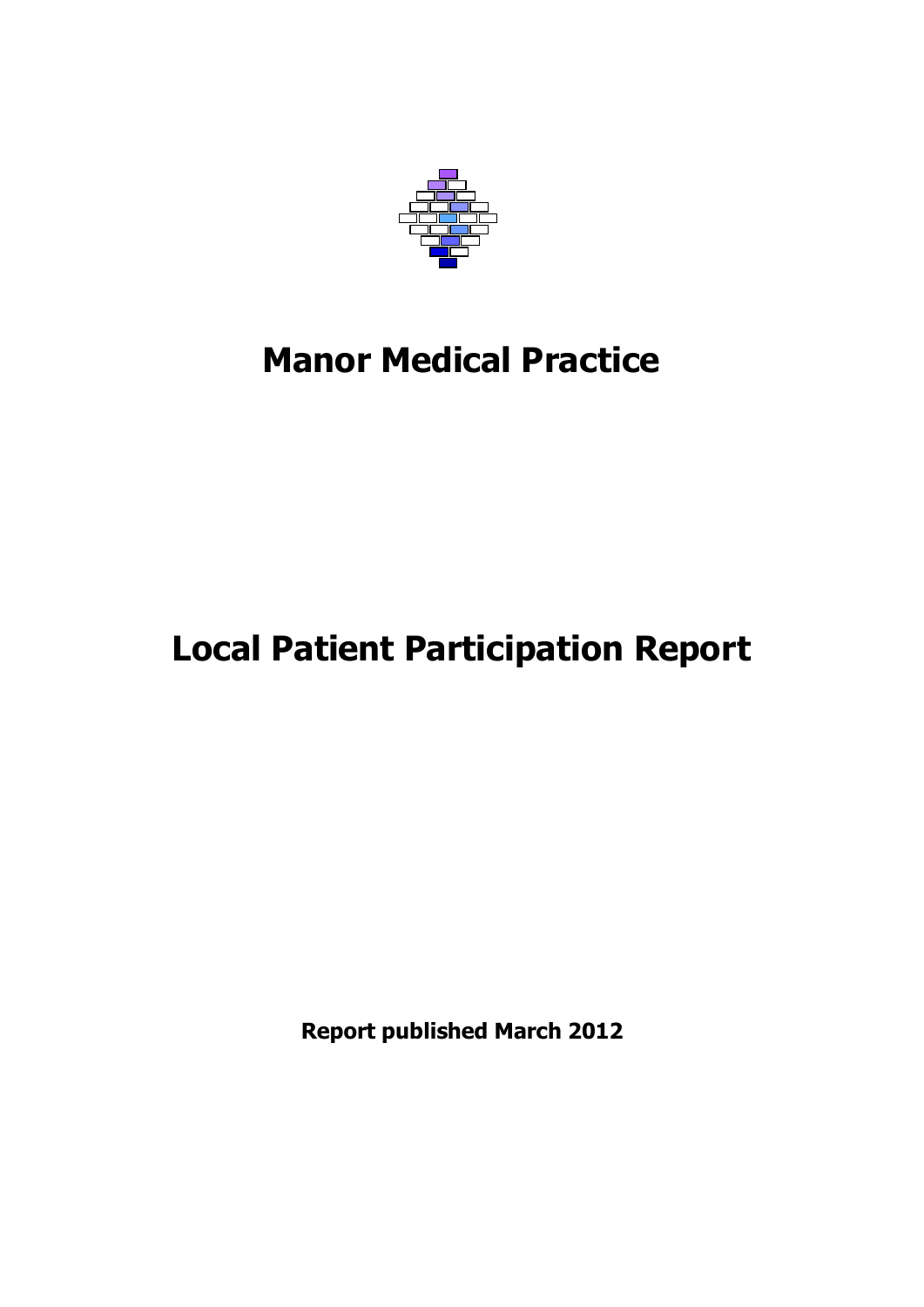# Manor Medical Practice

# Local Patient Participation Report

**Report published March 2012**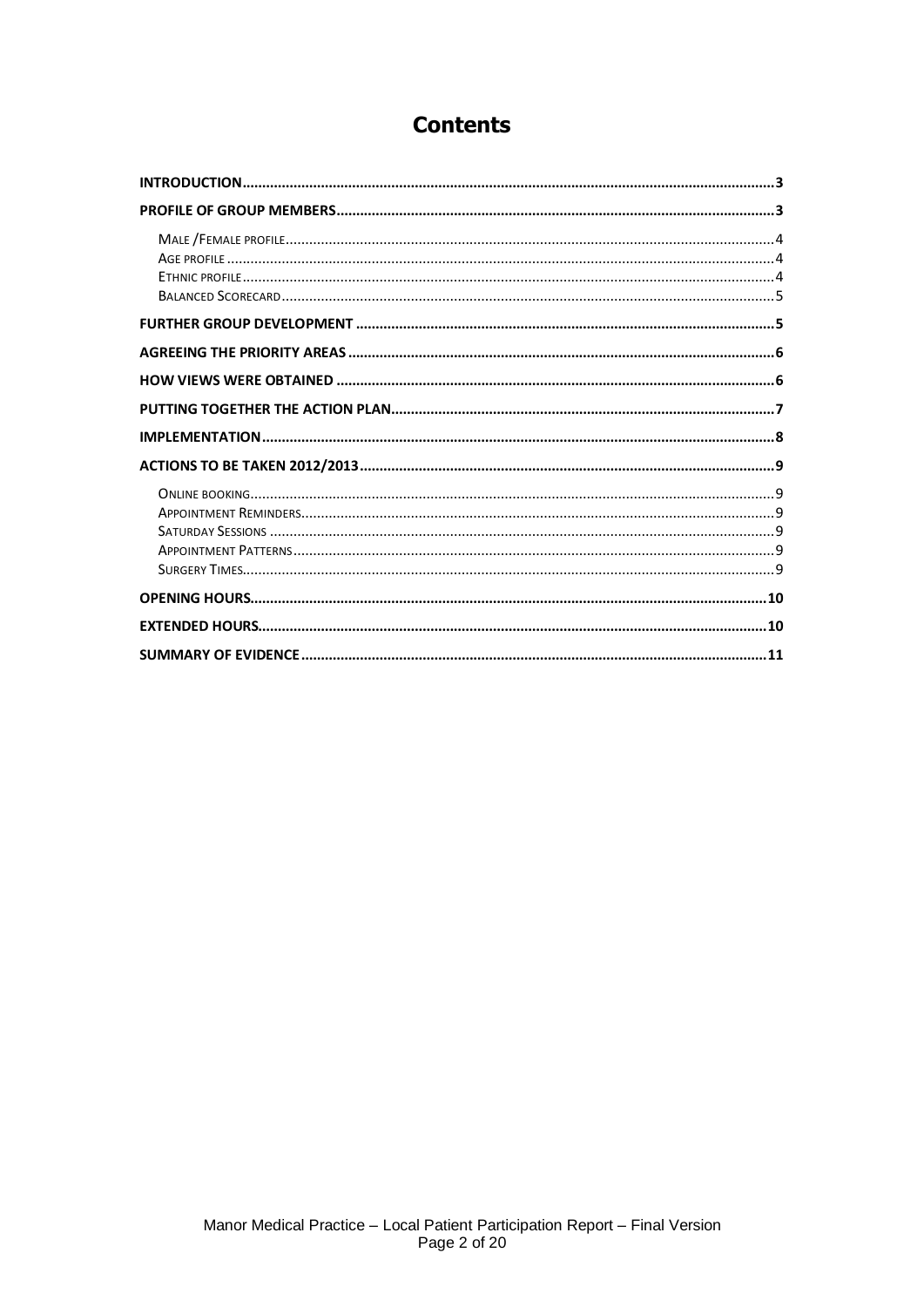# Contents

**INTRODUCTION** .......... 3

**PROFILE OF GROUP MEMBERS** .......... 3

- MALE /FEMALE PROFILE .......... 4
- AGE PROFILE .......... 4
- ETHNIC PROFILE .......... 4
- BALANCED SCORECARD .......... 5

**FURTHER GROUP DEVELOPMENT** .......... 5

**AGREEING THE PRIORITY AREAS** .......... 6

**HOW VIEWS WERE OBTAINED** .......... 6

**PUTTING TOGETHER THE ACTION PLAN** .......... 7

**IMPLEMENTATION** .......... 8

**ACTIONS TO BE TAKEN 2012/2013** .......... 9

- ONLINE BOOKING .......... 9
- APPOINTMENT REMINDERS .......... 9
- SATURDAY SESSIONS .......... 9
- APPOINTMENT PATTERNS .......... 9
- SURGERY TIMES .......... 9

**OPENING HOURS** .......... 10

**EXTENDED HOURS** .......... 10

**SUMMARY OF EVIDENCE** .......... 11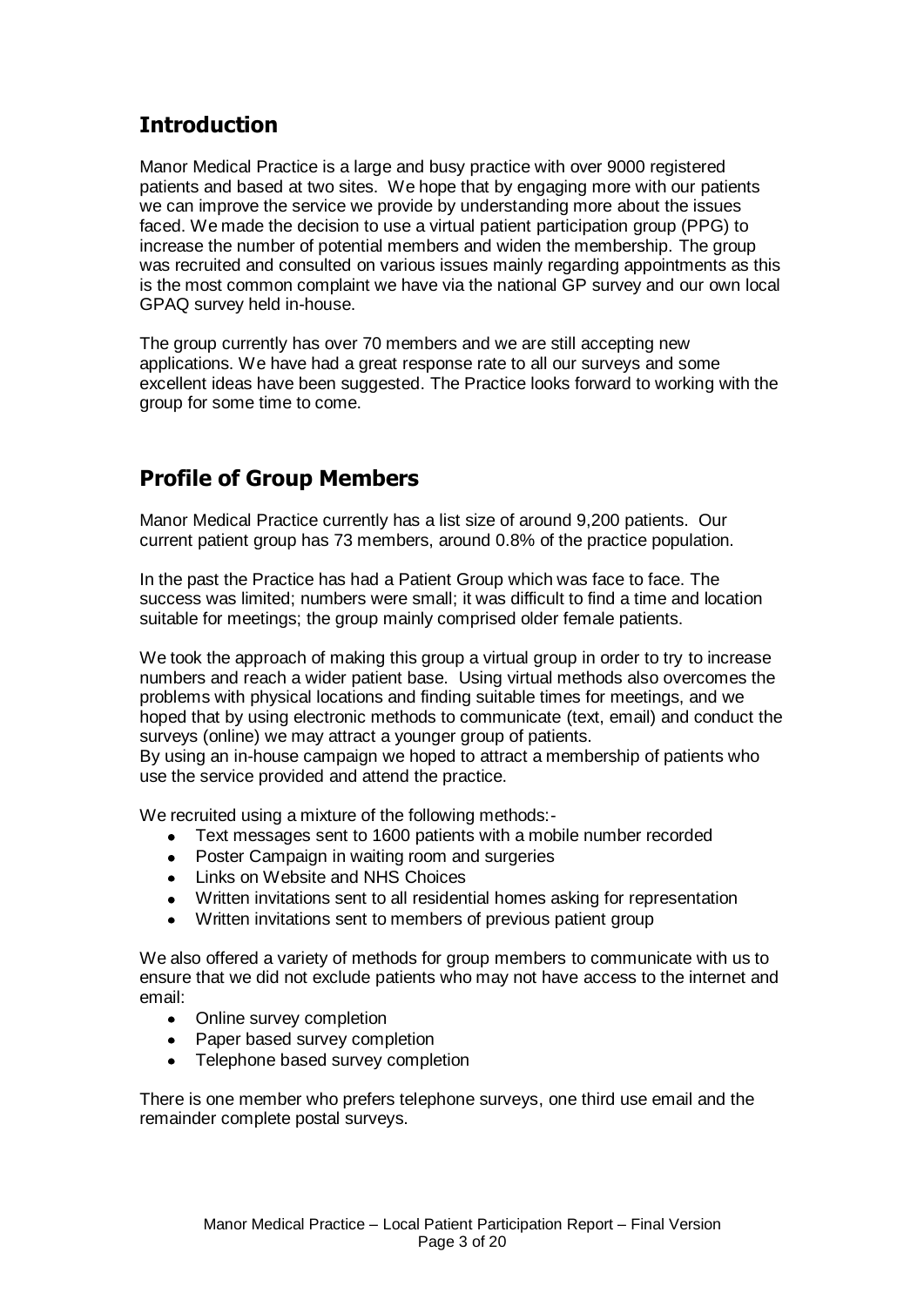## Introduction

Manor Medical Practice is a large and busy practice with over 9000 registered patients and based at two sites. We hope that by engaging more with our patients we can improve the service we provide by understanding more about the issues faced. We made the decision to use a virtual patient participation group (PPG) to increase the number of potential members and widen the membership. The group was recruited and consulted on various issues mainly regarding appointments as this is the most common complaint we have via the national GP survey and our own local GPAQ survey held in-house.

The group currently has over 70 members and we are still accepting new applications. We have had a great response rate to all our surveys and some excellent ideas have been suggested. The Practice looks forward to working with the group for some time to come.

## Profile of Group Members

Manor Medical Practice currently has a list size of around 9,200 patients. Our current patient group has 73 members, around 0.8% of the practice population.

In the past the Practice has had a Patient Group which was face to face. The success was limited; numbers were small; it was difficult to find a time and location suitable for meetings; the group mainly comprised older female patients.

We took the approach of making this group a virtual group in order to try to increase numbers and reach a wider patient base. Using virtual methods also overcomes the problems with physical locations and finding suitable times for meetings, and we hoped that by using electronic methods to communicate (text, email) and conduct the surveys (online) we may attract a younger group of patients.
By using an in-house campaign we hoped to attract a membership of patients who use the service provided and attend the practice.

We recruited using a mixture of the following methods:-

- Text messages sent to 1600 patients with a mobile number recorded
- Poster Campaign in waiting room and surgeries
- Links on Website and NHS Choices
- Written invitations sent to all residential homes asking for representation
- Written invitations sent to members of previous patient group

We also offered a variety of methods for group members to communicate with us to ensure that we did not exclude patients who may not have access to the internet and email:

- Online survey completion
- Paper based survey completion
- Telephone based survey completion

There is one member who prefers telephone surveys, one third use email and the remainder complete postal surveys.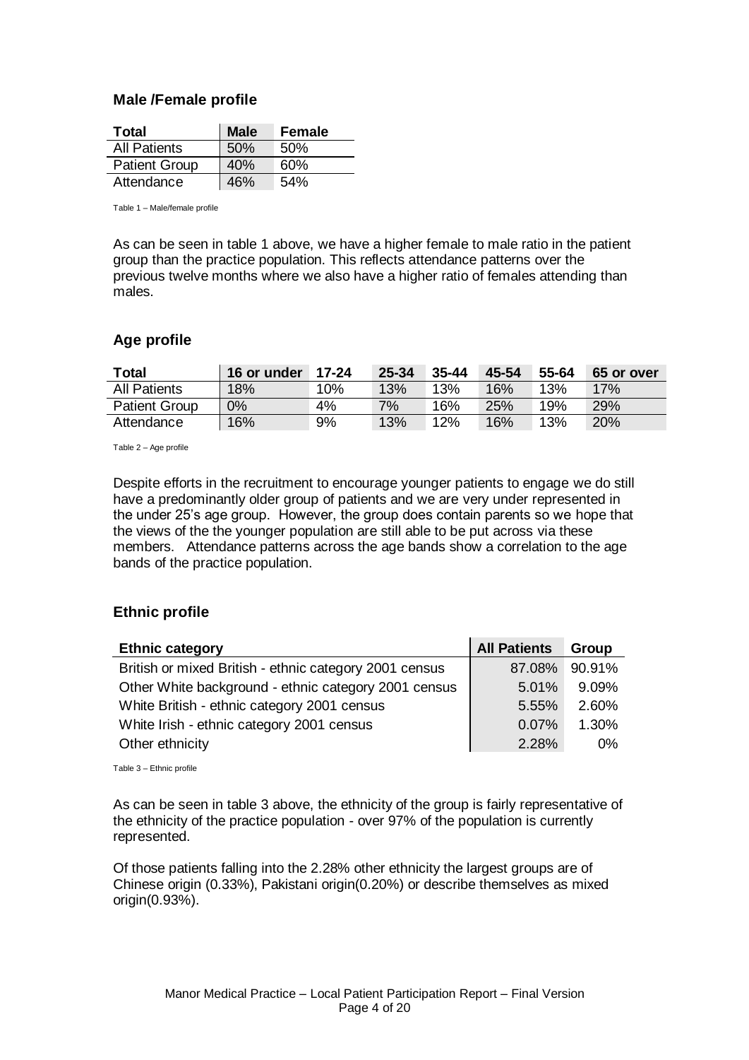## Male /Female profile

| Total | Male | Female |
|---|---|---|
| All Patients | 50% | 50% |
| Patient Group | 40% | 60% |
| Attendance | 46% | 54% |

Table 1 – Male/female profile

As can be seen in table 1 above, we have a higher female to male ratio in the patient group than the practice population. This reflects attendance patterns over the previous twelve months where we also have a higher ratio of females attending than males.

## Age profile

| Total | 16 or under | 17-24 | 25-34 | 35-44 | 45-54 | 55-64 | 65 or over |
|---|---|---|---|---|---|---|---|
| All Patients | 18% | 10% | 13% | 13% | 16% | 13% | 17% |
| Patient Group | 0% | 4% | 7% | 16% | 25% | 19% | 29% |
| Attendance | 16% | 9% | 13% | 12% | 16% | 13% | 20% |

Table 2 – Age profile

Despite efforts in the recruitment to encourage younger patients to engage we do still have a predominantly older group of patients and we are very under represented in the under 25's age group. However, the group does contain parents so we hope that the views of the the younger population are still able to be put across via these members. Attendance patterns across the age bands show a correlation to the age bands of the practice population.

## Ethnic profile

| Ethnic category | All Patients | Group |
|---|---|---|
| British or mixed British - ethnic category 2001 census | 87.08% | 90.91% |
| Other White background - ethnic category 2001 census | 5.01% | 9.09% |
| White British - ethnic category 2001 census | 5.55% | 2.60% |
| White Irish - ethnic category 2001 census | 0.07% | 1.30% |
| Other ethnicity | 2.28% | 0% |

Table 3 – Ethnic profile

As can be seen in table 3 above, the ethnicity of the group is fairly representative of the ethnicity of the practice population - over 97% of the population is currently represented.

Of those patients falling into the 2.28% other ethnicity the largest groups are of Chinese origin (0.33%), Pakistani origin(0.20%) or describe themselves as mixed origin(0.93%).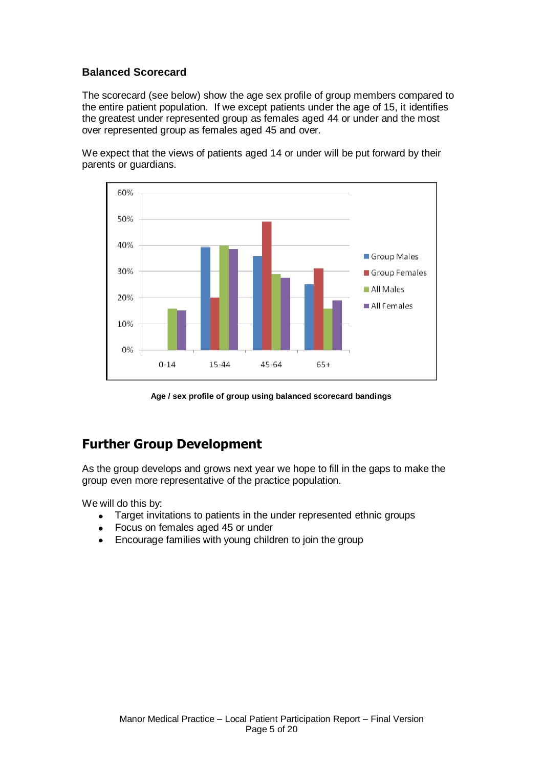### Balanced Scorecard

The scorecard (see below) show the age sex profile of group members compared to the entire patient population. If we except patients under the age of 15, it identifies the greatest under represented group as females aged 44 or under and the most over represented group as females aged 45 and over.

We expect that the views of patients aged 14 or under will be put forward by their parents or guardians.

**Age / sex profile of group using balanced scorecard bandings**

## Further Group Development

As the group develops and grows next year we hope to fill in the gaps to make the group even more representative of the practice population.

We will do this by:

- Target invitations to patients in the under represented ethnic groups
- Focus on females aged 45 or under
- Encourage families with young children to join the group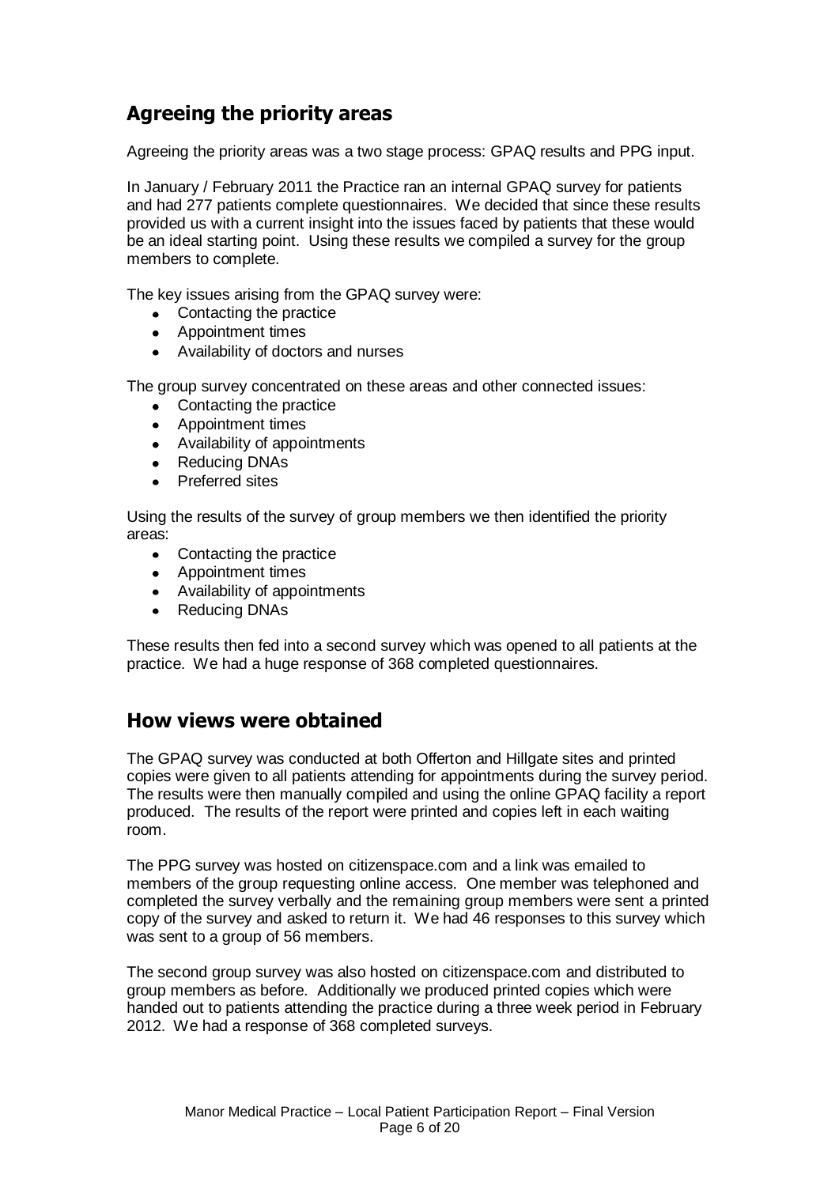## Agreeing the priority areas

Agreeing the priority areas was a two stage process: GPAQ results and PPG input.

In January / February 2011 the Practice ran an internal GPAQ survey for patients and had 277 patients complete questionnaires. We decided that since these results provided us with a current insight into the issues faced by patients that these would be an ideal starting point. Using these results we compiled a survey for the group members to complete.

The key issues arising from the GPAQ survey were:

- Contacting the practice
- Appointment times
- Availability of doctors and nurses

The group survey concentrated on these areas and other connected issues:

- Contacting the practice
- Appointment times
- Availability of appointments
- Reducing DNAs
- Preferred sites

Using the results of the survey of group members we then identified the priority areas:

- Contacting the practice
- Appointment times
- Availability of appointments
- Reducing DNAs

These results then fed into a second survey which was opened to all patients at the practice. We had a huge response of 368 completed questionnaires.

## How views were obtained

The GPAQ survey was conducted at both Offerton and Hillgate sites and printed copies were given to all patients attending for appointments during the survey period. The results were then manually compiled and using the online GPAQ facility a report produced. The results of the report were printed and copies left in each waiting room.

The PPG survey was hosted on citizenspace.com and a link was emailed to members of the group requesting online access. One member was telephoned and completed the survey verbally and the remaining group members were sent a printed copy of the survey and asked to return it. We had 46 responses to this survey which was sent to a group of 56 members.

The second group survey was also hosted on citizenspace.com and distributed to group members as before. Additionally we produced printed copies which were handed out to patients attending the practice during a three week period in February 2012. We had a response of 368 completed surveys.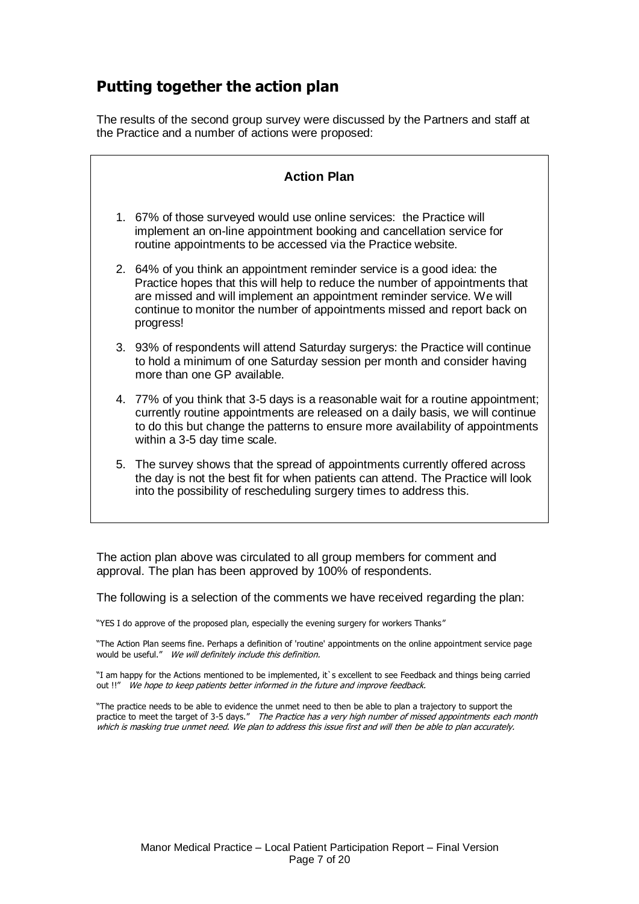## Putting together the action plan

The results of the second group survey were discussed by the Partners and staff at the Practice and a number of actions were proposed:

**Action Plan**

1. 67% of those surveyed would use online services: the Practice will implement an on-line appointment booking and cancellation service for routine appointments to be accessed via the Practice website.
2. 64% of you think an appointment reminder service is a good idea: the Practice hopes that this will help to reduce the number of appointments that are missed and will implement an appointment reminder service. We will continue to monitor the number of appointments missed and report back on progress!
3. 93% of respondents will attend Saturday surgerys: the Practice will continue to hold a minimum of one Saturday session per month and consider having more than one GP available.
4. 77% of you think that 3-5 days is a reasonable wait for a routine appointment; currently routine appointments are released on a daily basis, we will continue to do this but change the patterns to ensure more availability of appointments within a 3-5 day time scale.
5. The survey shows that the spread of appointments currently offered across the day is not the best fit for when patients can attend. The Practice will look into the possibility of rescheduling surgery times to address this.

The action plan above was circulated to all group members for comment and approval. The plan has been approved by 100% of respondents.

The following is a selection of the comments we have received regarding the plan:

"YES I do approve of the proposed plan, especially the evening surgery for workers Thanks"

"The Action Plan seems fine. Perhaps a definition of 'routine' appointments on the online appointment service page would be useful." *We will definitely include this definition.*

"I am happy for the Actions mentioned to be implemented, it`s excellent to see Feedback and things being carried out !!" *We hope to keep patients better informed in the future and improve feedback.*

"The practice needs to be able to evidence the unmet need to then be able to plan a trajectory to support the practice to meet the target of 3-5 days." *The Practice has a very high number of missed appointments each month which is masking true unmet need. We plan to address this issue first and will then be able to plan accurately.*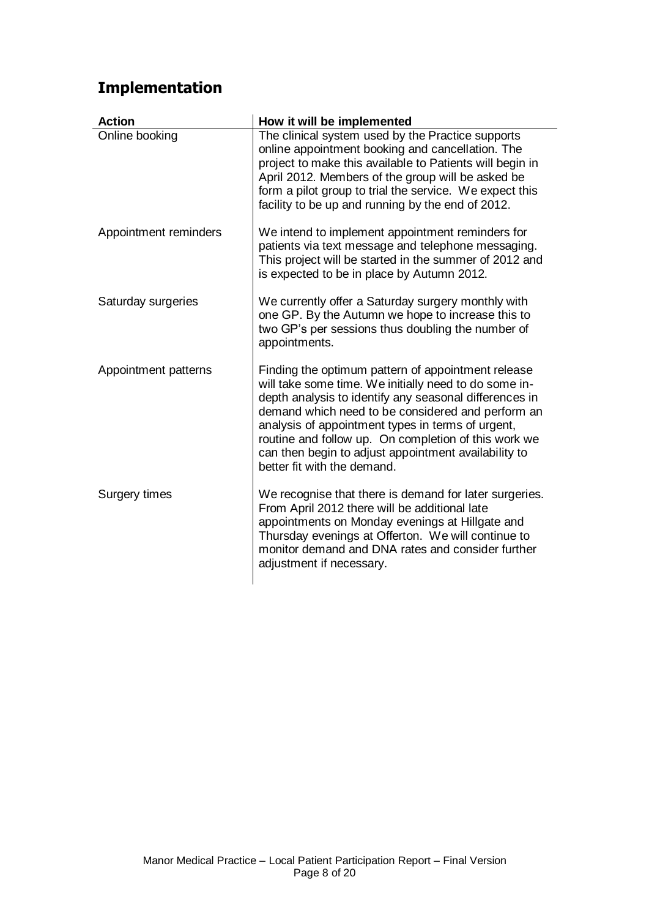## Implementation

| Action | How it will be implemented |
|---|---|
| Online booking | The clinical system used by the Practice supports online appointment booking and cancellation. The project to make this available to Patients will begin in April 2012. Members of the group will be asked be form a pilot group to trial the service. We expect this facility to be up and running by the end of 2012. |
| Appointment reminders | We intend to implement appointment reminders for patients via text message and telephone messaging. This project will be started in the summer of 2012 and is expected to be in place by Autumn 2012. |
| Saturday surgeries | We currently offer a Saturday surgery monthly with one GP. By the Autumn we hope to increase this to two GP's per sessions thus doubling the number of appointments. |
| Appointment patterns | Finding the optimum pattern of appointment release will take some time. We initially need to do some in-depth analysis to identify any seasonal differences in demand which need to be considered and perform an analysis of appointment types in terms of urgent, routine and follow up. On completion of this work we can then begin to adjust appointment availability to better fit with the demand. |
| Surgery times | We recognise that there is demand for later surgeries. From April 2012 there will be additional late appointments on Monday evenings at Hillgate and Thursday evenings at Offerton. We will continue to monitor demand and DNA rates and consider further adjustment if necessary. |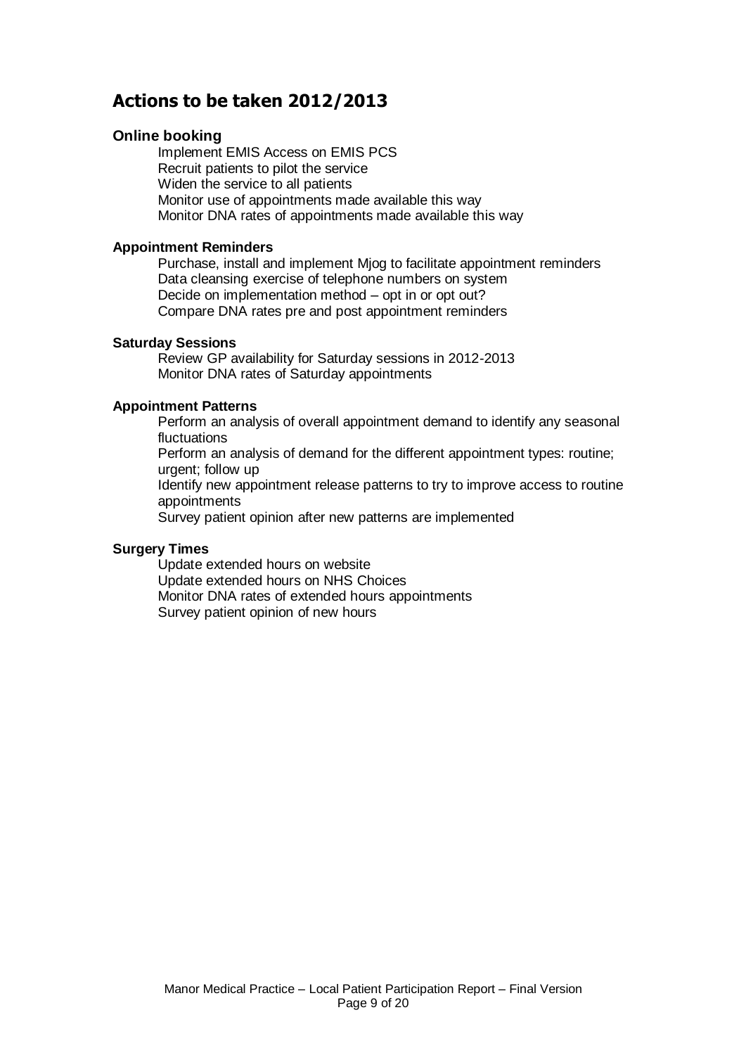## Actions to be taken 2012/2013

### Online booking

- Implement EMIS Access on EMIS PCS
- Recruit patients to pilot the service
- Widen the service to all patients
- Monitor use of appointments made available this way
- Monitor DNA rates of appointments made available this way

**Appointment Reminders**

- Purchase, install and implement Mjog to facilitate appointment reminders
- Data cleansing exercise of telephone numbers on system
- Decide on implementation method – opt in or opt out?
- Compare DNA rates pre and post appointment reminders

**Saturday Sessions**

- Review GP availability for Saturday sessions in 2012-2013
- Monitor DNA rates of Saturday appointments

**Appointment Patterns**

- Perform an analysis of overall appointment demand to identify any seasonal fluctuations
- Perform an analysis of demand for the different appointment types: routine; urgent; follow up
- Identify new appointment release patterns to try to improve access to routine appointments
- Survey patient opinion after new patterns are implemented

**Surgery Times**

- Update extended hours on website
- Update extended hours on NHS Choices
- Monitor DNA rates of extended hours appointments
- Survey patient opinion of new hours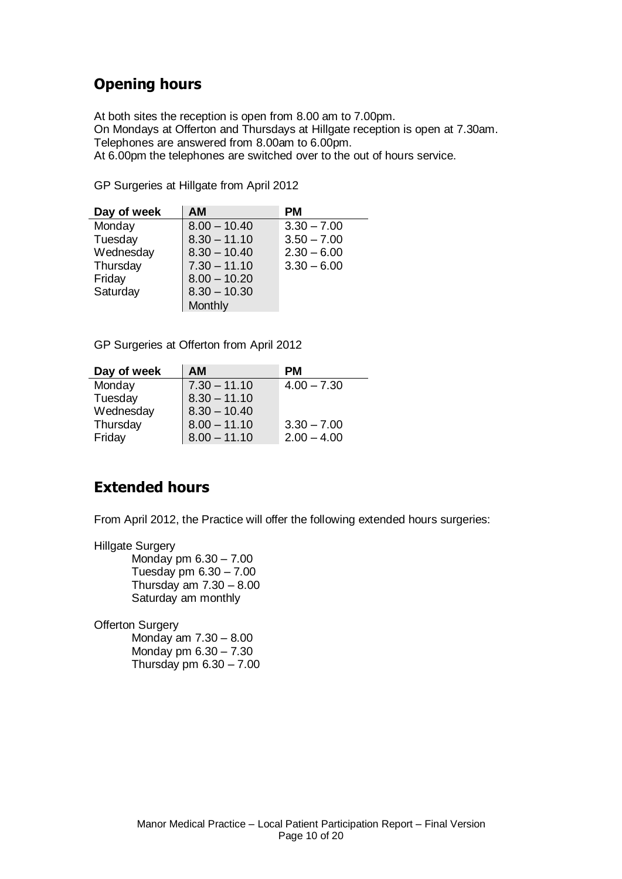## Opening hours

At both sites the reception is open from 8.00 am to 7.00pm.
On Mondays at Offerton and Thursdays at Hillgate reception is open at 7.30am.
Telephones are answered from 8.00am to 6.00pm.
At 6.00pm the telephones are switched over to the out of hours service.

GP Surgeries at Hillgate from April 2012

| Day of week | AM | PM |
|---|---|---|
| Monday | 8.00 – 10.40 | 3.30 – 7.00 |
| Tuesday | 8.30 – 11.10 | 3.50 – 7.00 |
| Wednesday | 8.30 – 10.40 | 2.30 – 6.00 |
| Thursday | 7.30 – 11.10 | 3.30 – 6.00 |
| Friday | 8.00 – 10.20 | |
| Saturday | 8.30 – 10.30 Monthly | |

GP Surgeries at Offerton from April 2012

| Day of week | AM | PM |
|---|---|---|
| Monday | 7.30 – 11.10 | 4.00 – 7.30 |
| Tuesday | 8.30 – 11.10 | |
| Wednesday | 8.30 – 10.40 | |
| Thursday | 8.00 – 11.10 | 3.30 – 7.00 |
| Friday | 8.00 – 11.10 | 2.00 – 4.00 |

## Extended hours

From April 2012, the Practice will offer the following extended hours surgeries:

Hillgate Surgery

- Monday pm 6.30 – 7.00
- Tuesday pm 6.30 – 7.00
- Thursday am 7.30 – 8.00
- Saturday am monthly

Offerton Surgery

- Monday am 7.30 – 8.00
- Monday pm 6.30 – 7.30
- Thursday pm 6.30 – 7.00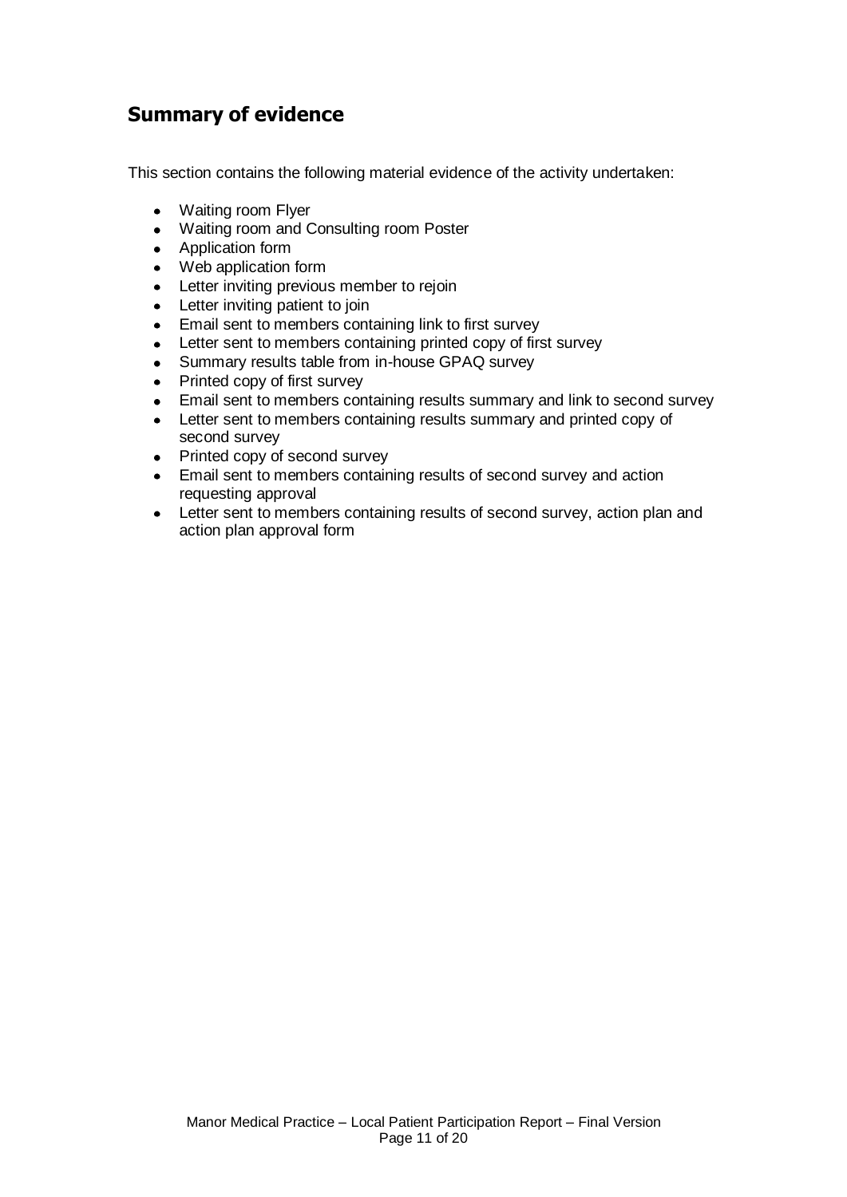## Summary of evidence

This section contains the following material evidence of the activity undertaken:

- Waiting room Flyer
- Waiting room and Consulting room Poster
- Application form
- Web application form
- Letter inviting previous member to rejoin
- Letter inviting patient to join
- Email sent to members containing link to first survey
- Letter sent to members containing printed copy of first survey
- Summary results table from in-house GPAQ survey
- Printed copy of first survey
- Email sent to members containing results summary and link to second survey
- Letter sent to members containing results summary and printed copy of second survey
- Printed copy of second survey
- Email sent to members containing results of second survey and action requesting approval
- Letter sent to members containing results of second survey, action plan and action plan approval form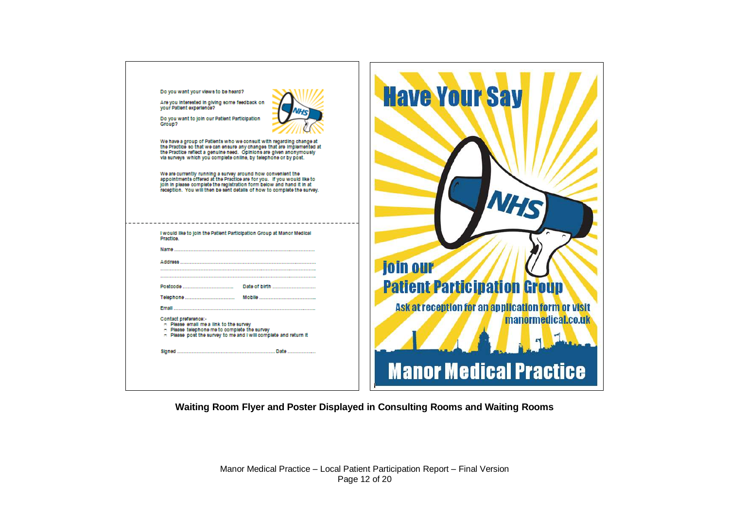Do you want your views to be heard?

Are you interested in giving some feedback on your Patient experience?

Do you want to join our Patient Participation Group?

We have a group of Patients who we consult with regarding change at the Practice so that we can ensure any changes that are implemented at the Practice reflect a genuine need. Opinions are given anonymously via surveys which you complete online, by telephone or by post.

We are currently running a survey around how convenient the appointments offered at the Practice are for you. If you would like to join in please complete the registration form below and hand it in at reception. You will then be sent details of how to complete the survey.

---

I would like to join the Patient Participation Group at Manor Medical Practice.

Name ..........................................................................................

Address ......................................................................................

..................................................................................................

..................................................................................................

Postcode .................................. Date of birth ..............................

Telephone ................................ Mobile .......................................

Email ..........................................................................................

Contact preference:-
- Please email me a link to the survey
- Please telephone me to complete the survey
- Please post the survey to me and I will complete and return it

Signed ................................................................ Date ...................

# Have Your Say

## Join our Patient Participation Group

Ask at reception for an application form or visit manormedical.co.uk

## Manor Medical Practice

**Waiting Room Flyer and Poster Displayed in Consulting Rooms and Waiting Rooms**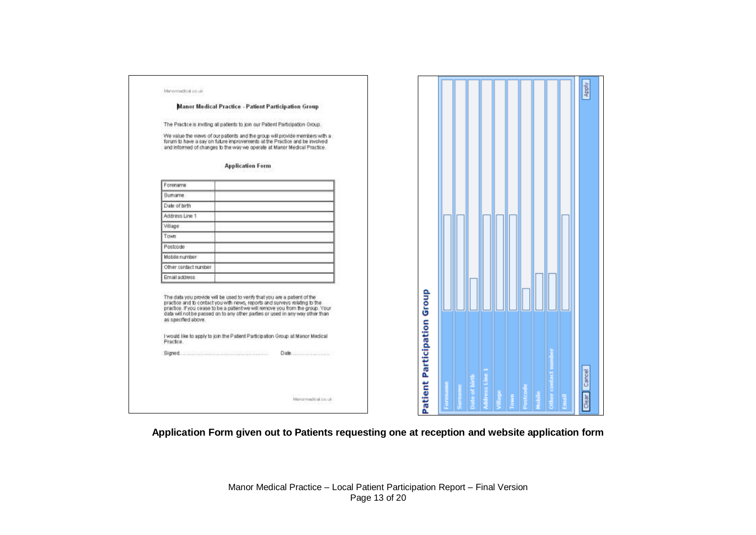Manormedical.co.uk

### Manor Medical Practice - Patient Participation Group

The Practice is inviting all patients to join our Patient Participation Group.

We value the views of our patients and the group will provide members with a forum to have a say on future improvements at the Practice and be involved and informed of changes to the way we operate at Manor Medical Practice.

#### Application Form

| Forename | |
|---|---|
| Surname | |
| Date of birth | |
| Address Line 1 | |
| Village | |
| Town | |
| Postcode | |
| Mobile number | |
| Other contact number | |
| Email address | |

The data you provide will be used to verify that you are a patient of the practice and to contact you with news, reports and surveys relating to the practice. If you cease to be a patient we will remove you from the group. Your data will not be passed on to any other parties or used in any way other than as specified above.

I would like to apply to join the Patient Participation Group at Manor Medical Practice.

Signed.................................................... Date........................

Manormedical.co.uk

### Patient Participation Group

| Forename | |
|---|---|
| Surname | |
| Date of birth | |
| Address Line 1 | |
| Village | |
| Town | |
| Postcode | |
| Mobile | |
| Other contact number | |
| Email | |

Clear | Cancel | Apply

**Application Form given out to Patients requesting one at reception and website application form**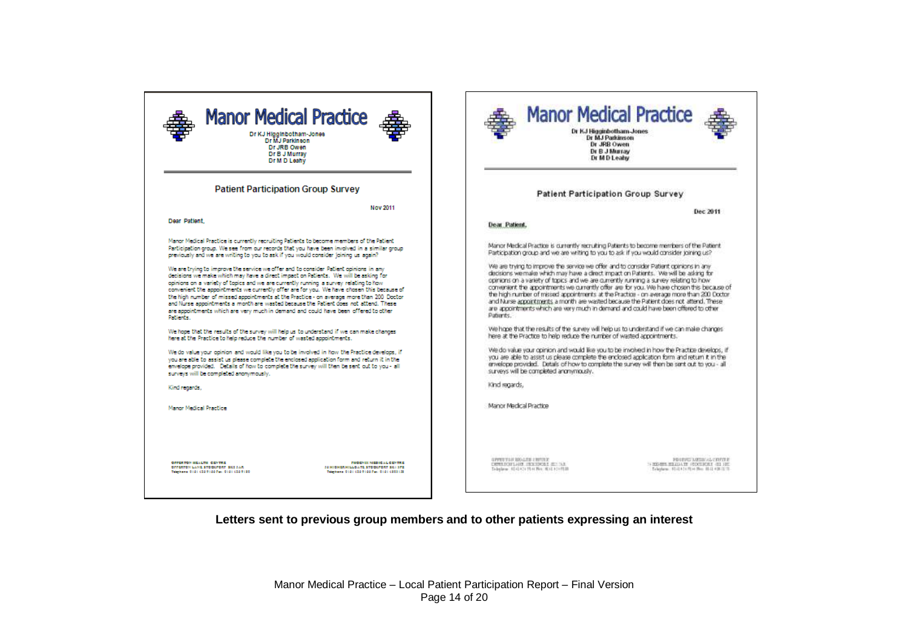# Manor Medical Practice

Dr KJ Higginbotham-Jones
Dr MJ Parkinson
Dr JRB Owen
Dr B J Murray
Dr M D Leahy

## Patient Participation Group Survey

Nov 2011

Dear Patient,

Manor Medical Practice is currently recruiting Patients to become members of the Patient Participation group. We see from our records that you have been involved in a similar group previously and we are writing to you to ask if you would consider joining us again?

We are trying to improve the service we offer and to consider Patient opinions in any decisions we make which may have a direct impact on Patients. We will be asking for opinions on a variety of topics and we are currently running a survey relating to how convenient the appointments we currently offer are for you. We have chosen this because of the high number of missed appointments at the Practice - on average more than 200 Doctor and Nurse appointments a month are wasted because the Patient does not attend. These are appointments which are very much in demand and could have been offered to other Patients.

We hope that the results of the survey will help us to understand if we can make changes here at the Practice to help reduce the number of wasted appointments.

We do value your opinion and would like you to be involved in how the Practice develops, if you are able to assist us please complete the enclosed application form and return it in the envelope provided. Details of how to complete the survey will then be sent out to you - all surveys will be completed anonymously.

Kind regards,

Manor Medical Practice

OFFERTON HEALTH CENTRE
OFFERTON LANE STOCKPORT SK2 5AR
Telephone 0161 4267450 Fax 0161 4267453

PHOENIX MEDICAL CENTRE
36 HIGHER HILLGATE STOCKPORT SK1 3PS
Telephone 0161 4267450 Fax 0161 4803125

# Manor Medical Practice

Dr KJ Higginbotham-Jones
Dr MJ Parkinson
Dr JRB Owen
Dr B J Murray
Dr M D Leahy

## Patient Participation Group Survey

Dec 2011

Dear Patient,

Manor Medical Practice is currently recruiting Patients to become members of the Patient Participation group and we are writing to you to ask if you would consider joining us?

We are trying to improve the service we offer and to consider Patient opinions in any decisions we make which may have a direct impact on Patients. We will be asking for opinions on a variety of topics and we are currently running a survey relating to how convenient the appointments we currently offer are for you. We have chosen this because of the high number of missed appointments at the Practice - on average more than 200 Doctor and Nurse appointments a month are wasted because the Patient does not attend. These are appointments which are very much in demand and could have been offered to other Patients.

We hope that the results of the survey will help us to understand if we can make changes here at the Practice to help reduce the number of wasted appointments.

We do value your opinion and would like you to be involved in how the Practice develops, if you are able to assist us please complete the enclosed application form and return it in the envelope provided. Details of how to complete the survey will then be sent out to you - all surveys will be completed anonymously.

Kind regards,

Manor Medical Practice

OFFERTON HEALTH CENTRE
OFFERTON LANE STOCKPORT SK2 5AR
Telephone 0161 4267450 Fax 0161 4267453

PHOENIX MEDICAL CENTRE
36 HIGHER HILLGATE STOCKPORT SK1 3PS
Telephone 0161 4267450 Fax 0161 4803125

**Letters sent to previous group members and to other patients expressing an interest**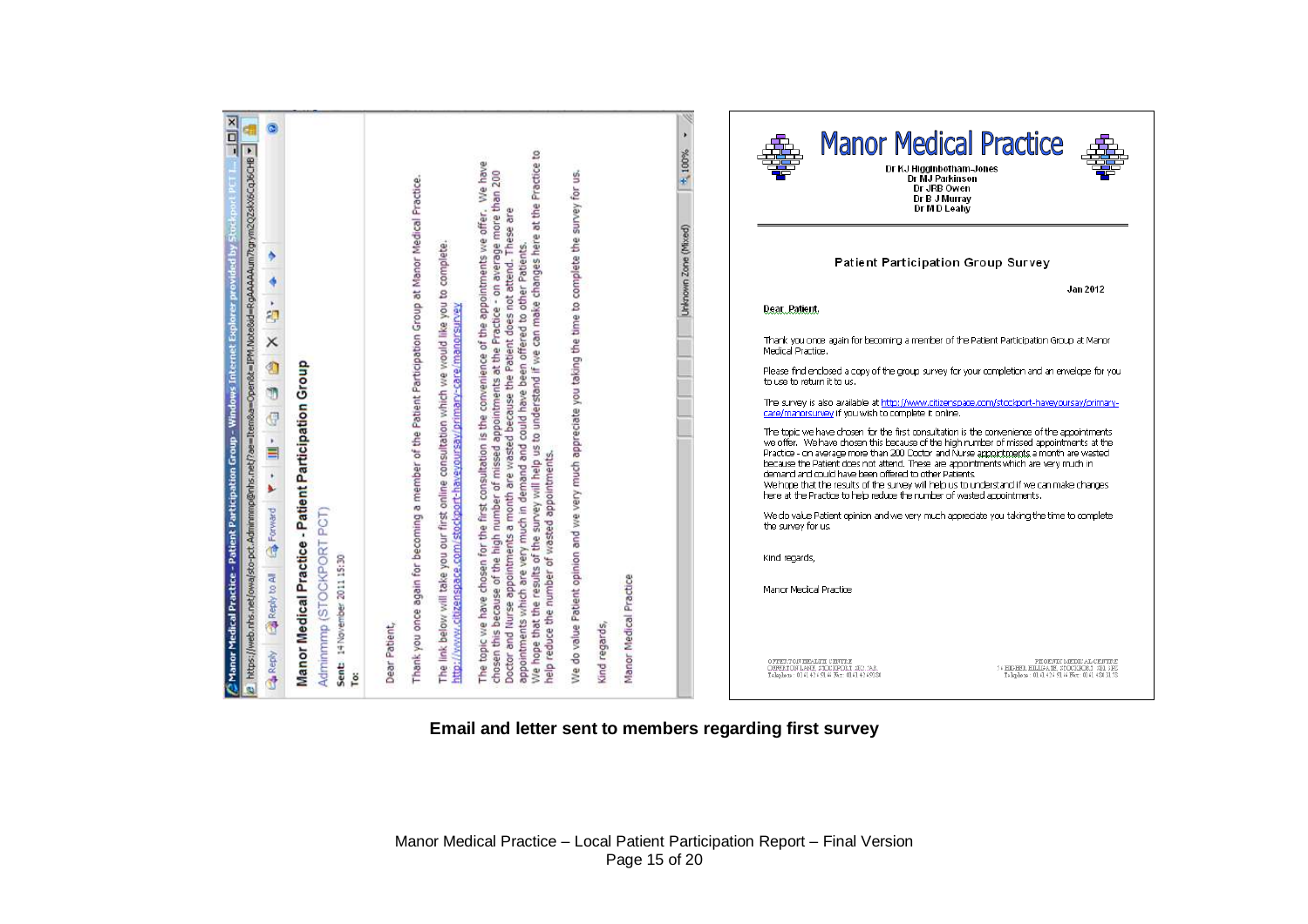Manor Medical Practice - Patient Participation Group - Windows Internet Explorer provided by Stockport PCT

Manor Medical Practice - Patient Participation Group

Adminmmp (STOCKPORT PCT)

Sent: 14 November 2011 15:30

To:

Dear Patient,

Thank you once again for becoming a member of the Patient Participation Group at Manor Medical Practice.

The link below will take you our first online consultation which we would like you to complete. http://www.citizenspace.com/stockport-haveyoursay/primary-care/manorsurvey

The topic we have chosen for the first consultation is the convenience of the appointments we offer. We have chosen this because of the high number of missed appointments at the Practice - on average more than 200 Doctor and Nurse appointments a month are wasted because the Patient does not attend. These are appointments which are very much in demand and could have been offered to other Patients. We hope that the results of the survey will help us to understand if we can make changes here at the Practice to help reduce the number of wasted appointments.

We do value Patient opinion and we very much appreciate you taking the time to complete the survey for us.

Kind regards,

Manor Medical Practice

# Manor Medical Practice

Dr KJ Higginbotham-Jones
Dr MJ Parkinson
Dr JRB Owen
Dr B J Murray
Dr M D Leahy

## Patient Participation Group Survey

Jan 2012

Dear Patient,

Thank you once again for becoming a member of the Patient Participation Group at Manor Medical Practice.

Please find enclosed a copy of the group survey for your completion and an envelope for you to use to return it to us.

The survey is also available at http://www.citizenspace.com/stockport-haveyoursay/primary-care/manorsurvey if you wish to complete it online.

The topic we have chosen for the first consultation is the convenience of the appointments we offer. We have chosen this because of the high number of missed appointments at the Practice - on average more than 200 Doctor and Nurse appointments a month are wasted because the Patient does not attend. These are appointments which are very much in demand and could have been offered to other Patients.
We hope that the results of the survey will help us to understand if we can make changes here at the Practice to help reduce the number of wasted appointments.

We do value Patient opinion and we very much appreciate you taking the time to complete the survey for us.

Kind regards,

Manor Medical Practice

OFFERTON HEALTH CENTRE, OFFERTON LANE, STOCKPORT SK2 5AR

PHOENIX MEDICAL CENTRE, 14 HIGHER HILLGATE, STOCKPORT SK1 3ES

**Email and letter sent to members regarding first survey**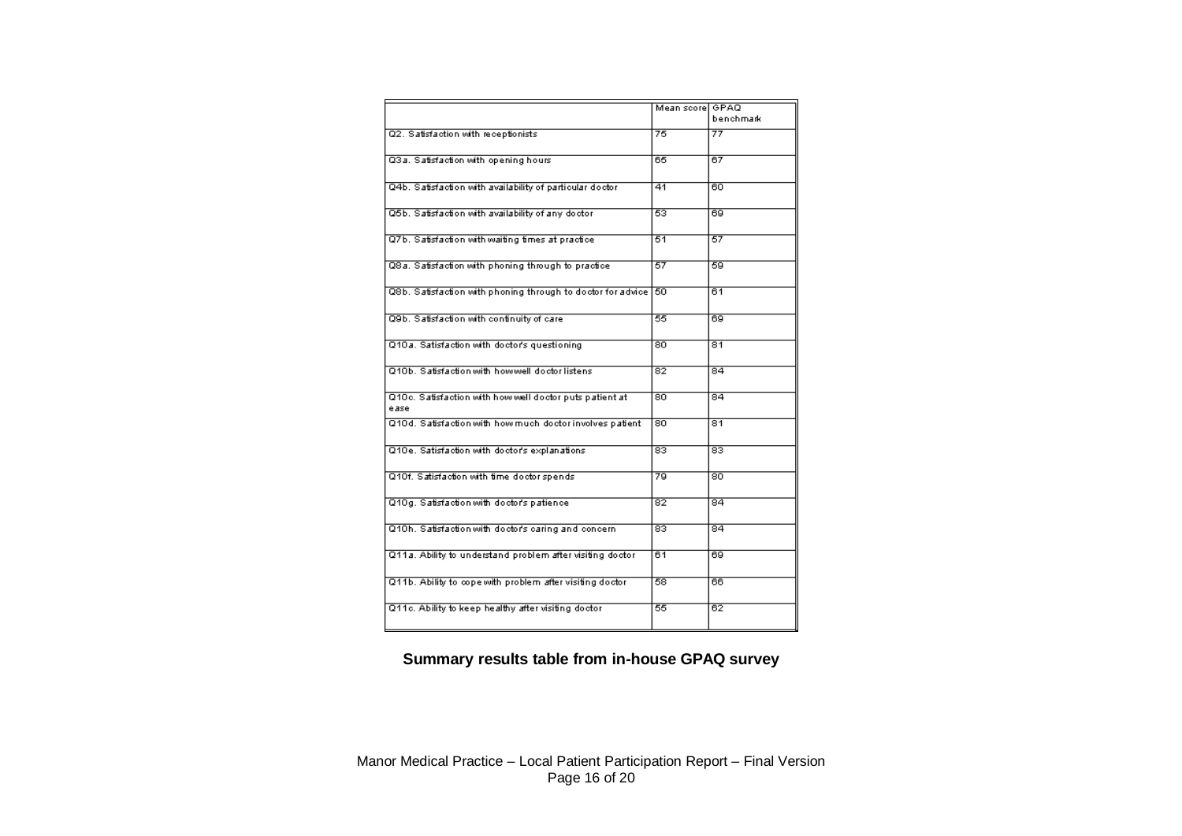| | Mean score | GPAQ benchmark |
|---|---|---|
| Q2. Satisfaction with receptionists | 75 | 77 |
| Q3a. Satisfaction with opening hours | 65 | 67 |
| Q4b. Satisfaction with availability of particular doctor | 41 | 60 |
| Q5b. Satisfaction with availability of any doctor | 53 | 69 |
| Q7b. Satisfaction with waiting times at practice | 51 | 57 |
| Q8a. Satisfaction with phoning through to practice | 57 | 59 |
| Q8b. Satisfaction with phoning through to doctor for advice | 50 | 61 |
| Q9b. Satisfaction with continuity of care | 55 | 69 |
| Q10a. Satisfaction with doctor's questioning | 80 | 81 |
| Q10b. Satisfaction with how well doctor listens | 82 | 84 |
| Q10c. Satisfaction with how well doctor puts patient at ease | 80 | 84 |
| Q10d. Satisfaction with how much doctor involves patient | 80 | 81 |
| Q10e. Satisfaction with doctor's explanations | 83 | 83 |
| Q10f. Satisfaction with time doctor spends | 79 | 80 |
| Q10g. Satisfaction with doctor's patience | 82 | 84 |
| Q10h. Satisfaction with doctor's caring and concern | 83 | 84 |
| Q11a. Ability to understand problem after visiting doctor | 61 | 69 |
| Q11b. Ability to cope with problem after visiting doctor | 58 | 66 |
| Q11c. Ability to keep healthy after visiting doctor | 55 | 62 |

**Summary results table from in-house GPAQ survey**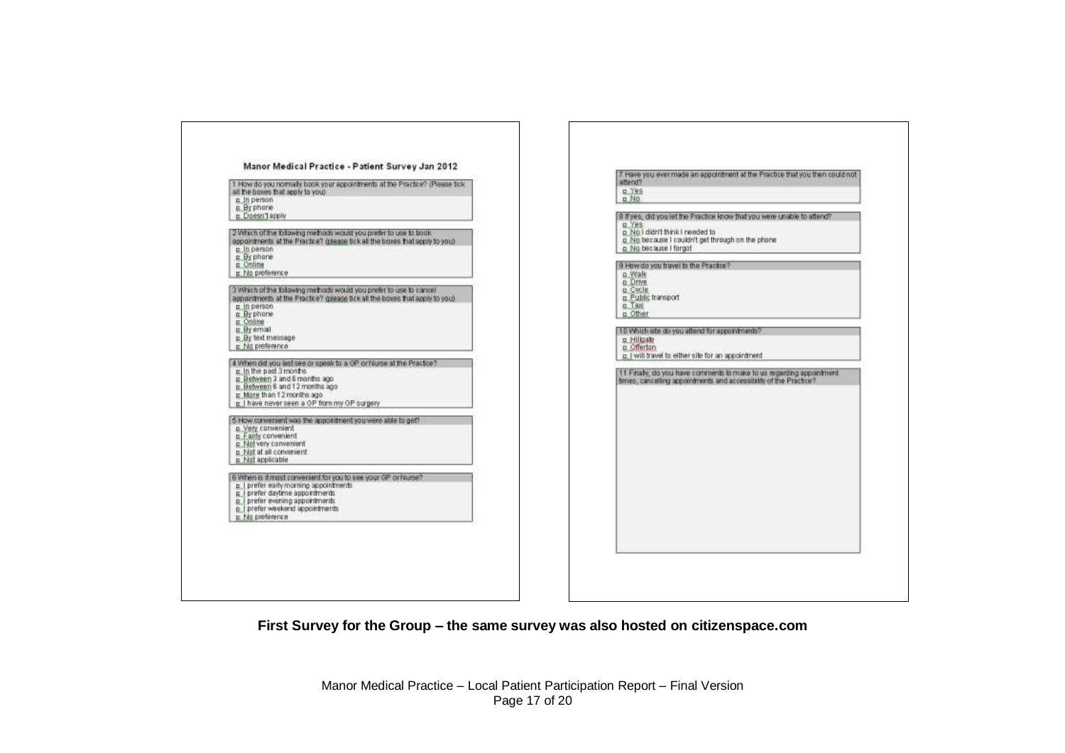**Manor Medical Practice - Patient Survey Jan 2012**

1 How do you normally book your appointments at the Practice? (Please tick all the boxes that apply to you)

- In person
- By phone
- Doesn't apply

2 Which of the following methods would you prefer to use to book appointments at the Practice? (please tick all the boxes that apply to you)

- In person
- By phone
- Online
- No preference

3 Which of the following methods would you prefer to use to cancel appointments at the Practice? (please tick all the boxes that apply to you)

- In person
- By phone
- Online
- By email
- By text message
- No preference

4 When did you last see or speak to a GP or Nurse at the Practice?

- In the past 3 months
- Between 3 and 6 months ago
- Between 6 and 12 months ago
- More than 12 months ago
- I have never seen a GP from my GP surgery

5 How convenient was the appointment you were able to get?

- Very convenient
- Fairly convenient
- Not very convenient
- Not at all convenient
- Not applicable

6 When is it most convenient for you to see your GP or Nurse?

- I prefer early morning appointments
- I prefer daytime appointments
- I prefer evening appointments
- I prefer weekend appointments
- No preference

7 Have you ever made an appointment at the Practice that you then could not attend?

- Yes
- No

8 If yes, did you let the Practice know that you were unable to attend?

- Yes
- No I didn't think I needed to
- No because I couldn't get through on the phone
- No because I forgot

9 How do you travel to the Practice?

- Walk
- Drive
- Cycle
- Public transport
- Taxi
- Other

10 Which site do you attend for appointments?

- Hillgate
- Offerton
- I will travel to either site for an appointment

11 Finally, do you have comments to make to us regarding appointment times, cancelling appointments and accessibility of the Practice?

**First Survey for the Group – the same survey was also hosted on citizenspace.com**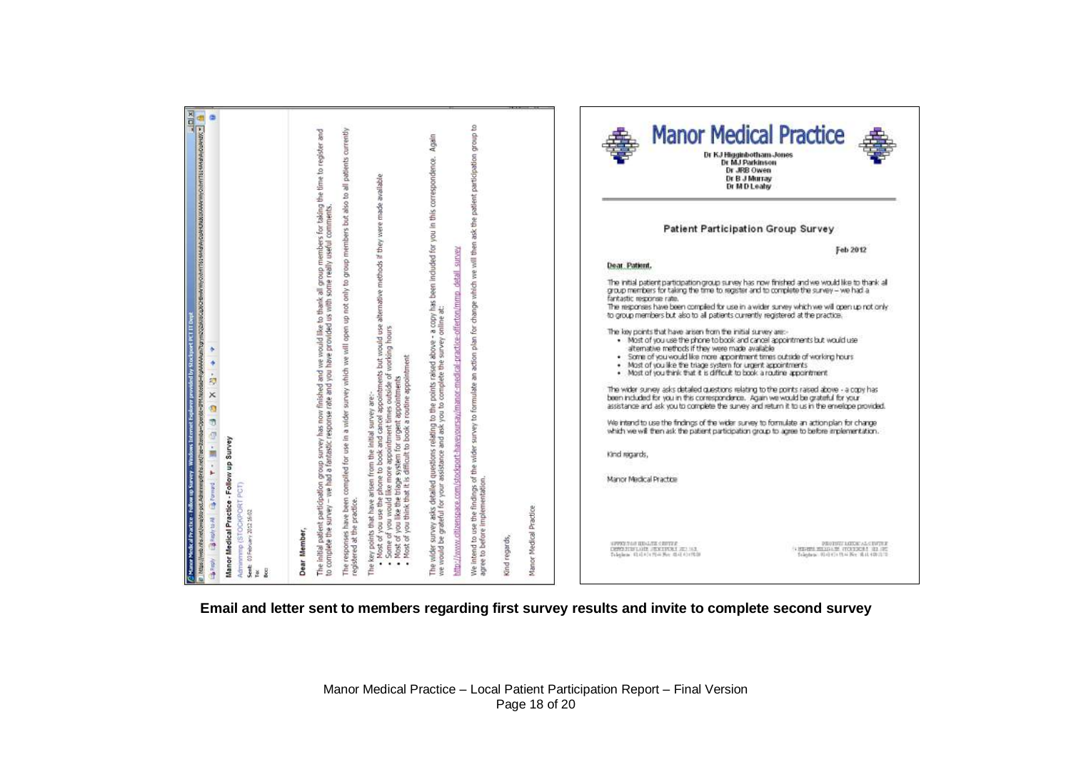**Manor Medical Practice - Follow up Survey**

Adminmmp (STOCKPORT PCT)

Sent: 03 February 2012 16:02

To:

Bcc:

Dear Member,

The initial patient participation group survey has now finished and we would like to thank all group members for taking the time to register and to complete the survey – we had a fantastic response rate and you have provided us with some really useful comments.

The responses have been compiled for use in a wider survey which we will open up not only to group members but also to all patients currently registered at the practice.

The key points that have arisen from the initial survey are:-

- Most of you use the phone to book and cancel appointments but would use alternative methods if they were made available
- Some of you would like more appointment times outside of working hours
- Most of you like the triage system for urgent appointments
- Most of you think that it is difficult to book a routine appointment

The wider survey asks detailed questions relating to the points raised above - a copy has been included for you in this correspondence. Again we would be grateful for your assistance and ask you to complete the survey online at:

http://www.citizenspace.com/stockport-haveyoursay/manor-medical-practice-offerton/mmp_detail_survey

We intend to use the findings of the wider survey to formulate an action plan for change which we will then ask the patient participation group to agree to before implementation.

Kind regards,

Manor Medical Practice

---

# Manor Medical Practice

Dr KJ Higginbotham-Jones
Dr MJ Parkinson
Dr JRB Owen
Dr B J Murray
Dr M D Leahy

## Patient Participation Group Survey

Feb 2012

**Dear Patient,**

The initial patient participation group survey has now finished and we would like to thank all group members for taking the time to register and to complete the survey – we had a fantastic response rate.

The responses have been compiled for use in a wider survey which we will open up not only to group members but also to all patients currently registered at the practice.

The key points that have arisen from the initial survey are:-

- Most of you use the phone to book and cancel appointments but would use alternative methods if they were made available
- Some of you would like more appointment times outside of working hours
- Most of you like the triage system for urgent appointments
- Most of you think that it is difficult to book a routine appointment

The wider survey asks detailed questions relating to the points raised above - a copy has been included for you in this correspondence. Again we would be grateful for your assistance and ask you to complete the survey and return it to us in the envelope provided.

We intend to use the findings of the wider survey to formulate an action plan for change which we will then ask the patient participation group to agree to before implementation.

Kind regards,

Manor Medical Practice

**Email and letter sent to members regarding first survey results and invite to complete second survey**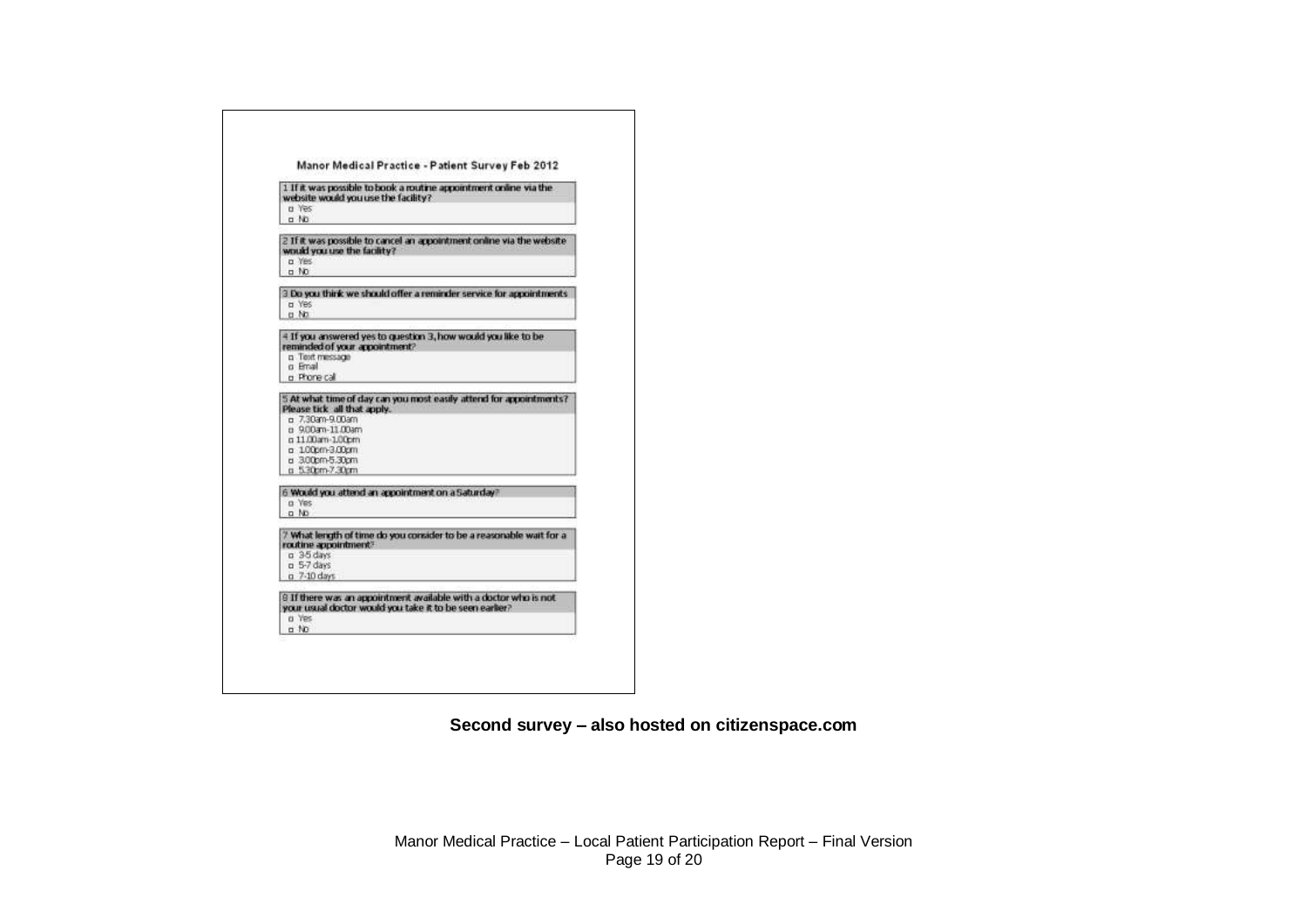## Manor Medical Practice - Patient Survey Feb 2012

**1 If it was possible to book a routine appointment online via the website would you use the facility?**

- ☐ Yes
- ☐ No

**2 If it was possible to cancel an appointment online via the website would you use the facility?**

- ☐ Yes
- ☐ No

**3 Do you think we should offer a reminder service for appointments**

- ☐ Yes
- ☐ No

**4 If you answered yes to question 3, how would you like to be reminded of your appointment?**

- ☐ Text message
- ☐ Email
- ☐ Phone call

**5 At what time of day can you most easily attend for appointments? Please tick all that apply.**

- ☐ 7.30am-9.00am
- ☐ 9.00am-11.00am
- ☐ 11.00am-1.00pm
- ☐ 1.00pm-3.00pm
- ☐ 3.00pm-5.30pm
- ☐ 5.30pm-7.30pm

**6 Would you attend an appointment on a Saturday?**

- ☐ Yes
- ☐ No

**7 What length of time do you consider to be a reasonable wait for a routine appointment?**

- ☐ 3-5 days
- ☐ 5-7 days
- ☐ 7-10 days

**8 If there was an appointment available with a doctor who is not your usual doctor would you take it to be seen earlier?**

- ☐ Yes
- ☐ No

**Second survey – also hosted on citizenspace.com**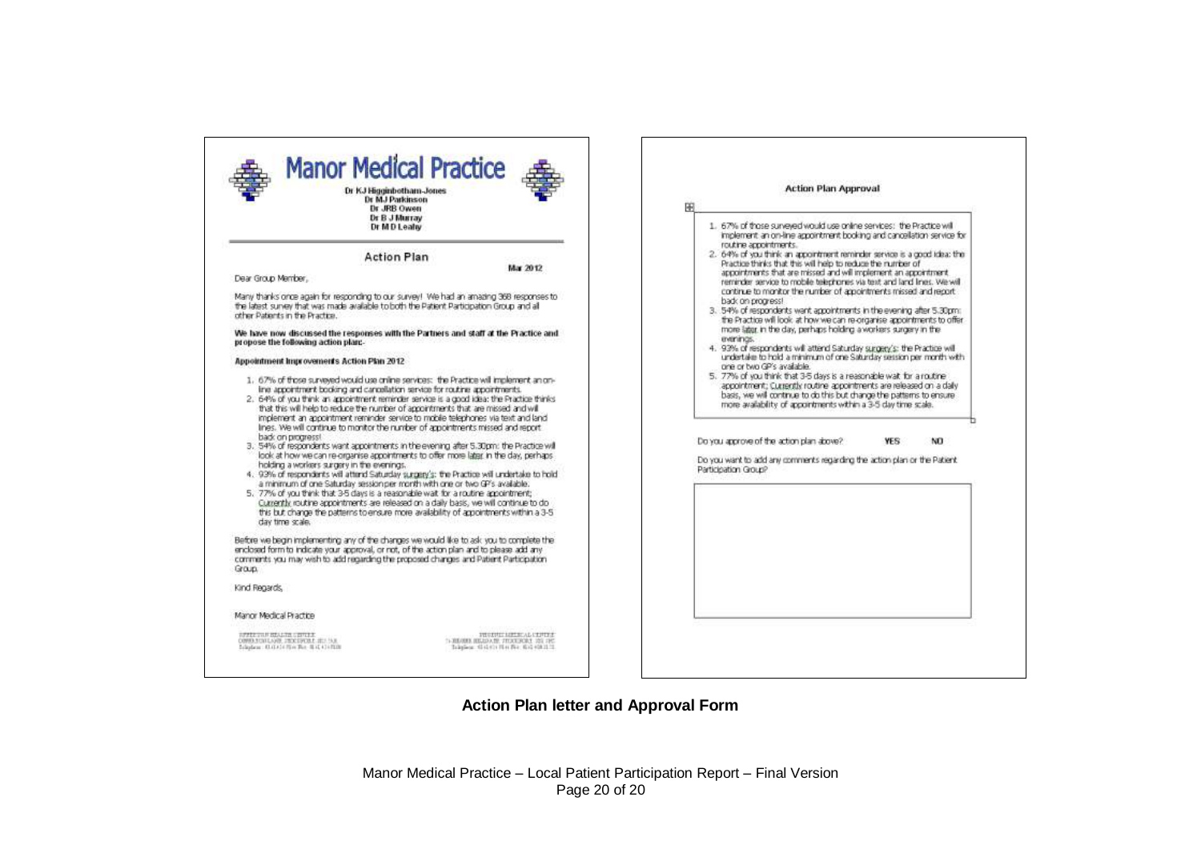# Manor Medical Practice

Dr KJ Higginbotham-Jones
Dr MJ Parkinson
Dr JRB Owen
Dr B J Murray
Dr M D Leahy

## Action Plan

Mar 2012

Dear Group Member,

Many thanks once again for responding to our survey! We had an amazing 368 responses to the latest survey that was made available to both the Patient Participation Group and all other Patients in the Practice.

**We have now discussed the responses with the Partners and staff at the Practice and propose the following action plan:-**

**Appointment Improvements Action Plan 2012**

1. 67% of those surveyed would use online services: the Practice will implement an on-line appointment booking and cancellation service for routine appointments.
2. 64% of you think an appointment reminder service is a good idea: the Practice thinks that this will help to reduce the number of appointments that are missed and will implement an appointment reminder service to mobile telephones via text and land lines. We will continue to monitor the number of appointments missed and report back on progress!
3. 54% of respondents want appointments in the evening after 5.30pm: the Practice will look at how we can re-organise appointments to offer more later in the day, perhaps holding a workers surgery in the evenings.
4. 93% of respondents will attend Saturday surgery's: the Practice will undertake to hold a minimum of one Saturday session per month with one or two GP's available.
5. 77% of you think that 3-5 days is a reasonable wait for a routine appointment; Currently routine appointments are released on a daily basis, we will continue to do this but change the patterns to ensure more availability of appointments within a 3-5 day time scale.

Before we begin implementing any of the changes we would like to ask you to complete the enclosed form to indicate your approval, or not, of the action plan and to please add any comments you may wish to add regarding the proposed changes and Patient Participation Group.

Kind Regards,

Manor Medical Practice

## Action Plan Approval

1. 67% of those surveyed would use online services: the Practice will implement an on-line appointment booking and cancellation service for routine appointments.
2. 64% of you think an appointment reminder service is a good idea: the Practice thinks that this will help to reduce the number of appointments that are missed and will implement an appointment reminder service to mobile telephones via text and land lines. We will continue to monitor the number of appointments missed and report back on progress!
3. 54% of respondents want appointments in the evening after 5.30pm: the Practice will look at how we can re-organise appointments to offer more later in the day, perhaps holding a workers surgery in the evenings.
4. 93% of respondents will attend Saturday surgery's: the Practice will undertake to hold a minimum of one Saturday session per month with one or two GP's available.
5. 77% of you think that 3-5 days is a reasonable wait for a routine appointment; Currently routine appointments are released on a daily basis, we will continue to do this but change the patterns to ensure more availability of appointments within a 3-5 day time scale.

Do you approve of the action plan above? **YES** **NO**

Do you want to add any comments regarding the action plan or the Patient Participation Group?

**Action Plan letter and Approval Form**